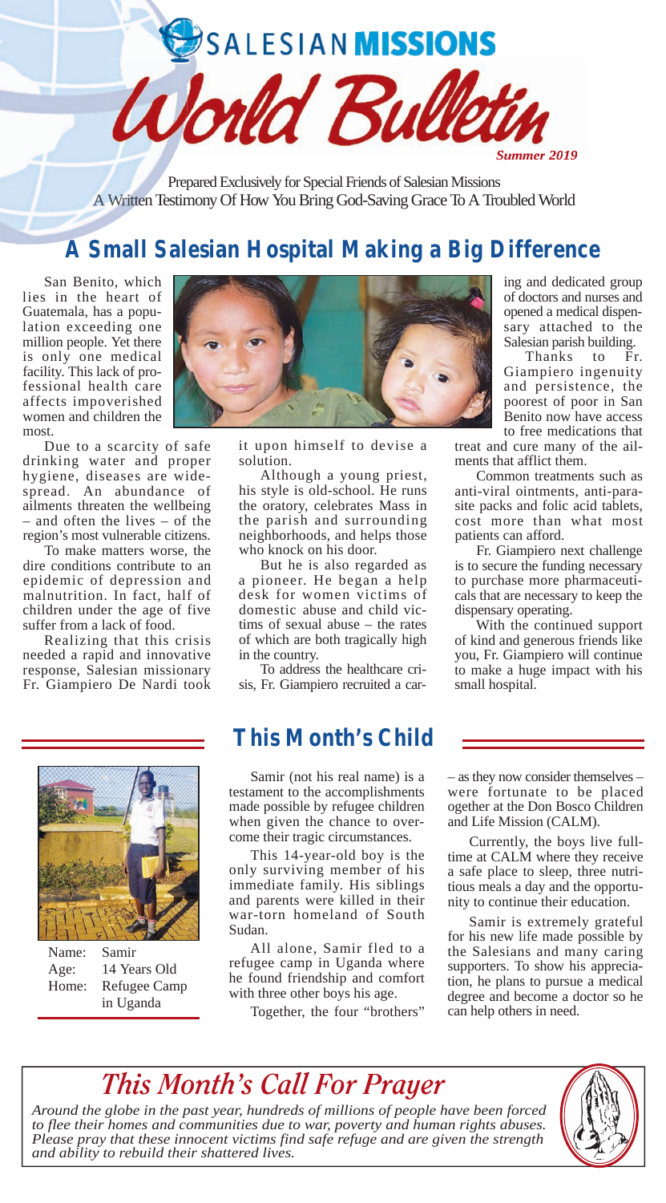# SALESIAN MISSIONS World Bulletin

*Summer 2019*

Prepared Exclusively for Special Friends of Salesian Missions
A Written Testimony Of How You Bring God-Saving Grace To A Troubled World

## A Small Salesian Hospital Making a Big Difference

San Benito, which lies in the heart of Guatemala, has a population exceeding one million people. Yet there is only one medical facility. This lack of professional health care affects impoverished women and children the most.

Due to a scarcity of safe drinking water and proper hygiene, diseases are widespread. An abundance of ailments threaten the wellbeing – and often the lives – of the region's most vulnerable citizens.

To make matters worse, the dire conditions contribute to an epidemic of depression and malnutrition. In fact, half of children under the age of five suffer from a lack of food.

Realizing that this crisis needed a rapid and innovative response, Salesian missionary Fr. Giampiero De Nardi took it upon himself to devise a solution.

Although a young priest, his style is old-school. He runs the oratory, celebrates Mass in the parish and surrounding neighborhoods, and helps those who knock on his door.

But he is also regarded as a pioneer. He began a help desk for women victims of domestic abuse and child victims of sexual abuse – the rates of which are both tragically high in the country.

To address the healthcare crisis, Fr. Giampiero recruited a caring and dedicated group of doctors and nurses and opened a medical dispensary attached to the Salesian parish building.

Thanks to Fr. Giampiero ingenuity and persistence, the poorest of poor in San Benito now have access to free medications that treat and cure many of the ailments that afflict them.

Common treatments such as anti-viral ointments, anti-parasite packs and folic acid tablets, cost more than what most patients can afford.

Fr. Giampiero next challenge is to secure the funding necessary to purchase more pharmaceuticals that are necessary to keep the dispensary operating.

With the continued support of kind and generous friends like you, Fr. Giampiero will continue to make a huge impact with his small hospital.

## This Month's Child

Name: Samir
Age: 14 Years Old
Home: Refugee Camp in Uganda

Samir (not his real name) is a testament to the accomplishments made possible by refugee children when given the chance to overcome their tragic circumstances.

This 14-year-old boy is the only surviving member of his immediate family. His siblings and parents were killed in their war-torn homeland of South Sudan.

All alone, Samir fled to a refugee camp in Uganda where he found friendship and comfort with three other boys his age.

Together, the four "brothers" – as they now consider themselves – were fortunate to be placed ogether at the Don Bosco Children and Life Mission (CALM).

Currently, the boys live full-time at CALM where they receive a safe place to sleep, three nutritious meals a day and the opportunity to continue their education.

Samir is extremely grateful for his new life made possible by the Salesians and many caring supporters. To show his appreciation, he plans to pursue a medical degree and become a doctor so he can help others in need.

## *This Month's Call For Prayer*

*Around the globe in the past year, hundreds of millions of people have been forced to flee their homes and communities due to war, poverty and human rights abuses. Please pray that these innocent victims find safe refuge and are given the strength and ability to rebuild their shattered lives.*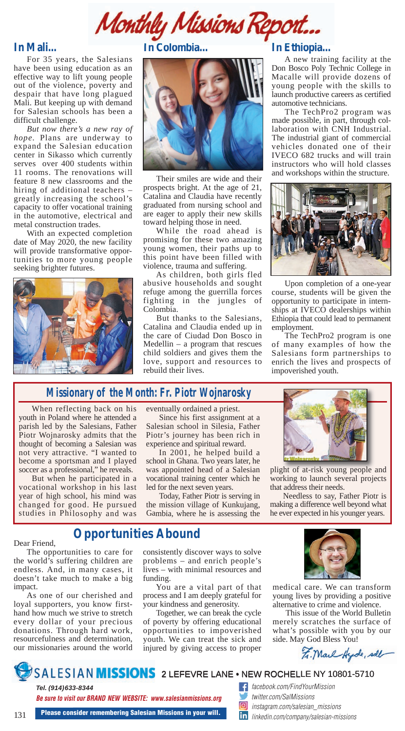# Monthly Missions Report...

## In Mali...

For 35 years, the Salesians have been using education as an effective way to lift young people out of the violence, poverty and despair that have long plagued Mali. But keeping up with demand for Salesian schools has been a difficult challenge.

*But now there's a new ray of hope.* Plans are underway to expand the Salesian education center in Sikasso which currently serves over 400 students within 11 rooms. The renovations will feature 8 new classrooms and the hiring of additional teachers – greatly increasing the school's capacity to offer vocational training in the automotive, electrical and metal construction trades.

With an expected completion date of May 2020, the new facility will provide transformative opportunities to more young people seeking brighter futures.

## In Colombia...

Their smiles are wide and their prospects bright. At the age of 21, Catalina and Claudia have recently graduated from nursing school and are eager to apply their new skills toward helping those in need.

While the road ahead is promising for these two amazing young women, their paths up to this point have been filled with violence, trauma and suffering.

As children, both girls fled abusive households and sought refuge among the guerrilla forces fighting in the jungles of Colombia.

But thanks to the Salesians, Catalina and Claudia ended up in the care of Ciudad Don Bosco in Medellin – a program that rescues child soldiers and gives them the love, support and resources to rebuild their lives.

## In Ethiopia...

A new training facility at the Don Bosco Poly Technic College in Macalle will provide dozens of young people with the skills to launch productive careers as certified automotive technicians.

The TechPro2 program was made possible, in part, through collaboration with CNH Industrial. The industrial giant of commercial vehicles donated one of their IVECO 682 trucks and will train instructors who will hold classes and workshops within the structure.

Upon completion of a one-year course, students will be given the opportunity to participate in internships at IVECO dealerships within Ethiopia that could lead to permanent employment.

The TechPro2 program is one of many examples of how the Salesians form partnerships to enrich the lives and prospects of impoverished youth.

## Missionary of the Month: Fr. Piotr Wojnarosky

When reflecting back on his youth in Poland where he attended a parish led by the Salesians, Father Piotr Wojnarosky admits that the thought of becoming a Salesian was not very attractive. "I wanted to become a sportsman and I played soccer as a professional," he reveals.

But when he participated in a vocational workshop in his last year of high school, his mind was changed for good. He pursued studies in Philosophy and was eventually ordained a priest.

Since his first assignment at a Salesian school in Silesia, Father Piotr's journey has been rich in experience and spiritual reward.

In 2001, he helped build a school in Ghana. Two years later, he was appointed head of a Salesian vocational training center which he led for the next seven years.

Today, Father Piotr is serving in the mission village of Kunkujang, Gambia, where he is assessing the plight of at-risk young people and working to launch several projects that address their needs.

Fr Wojnarosky

Needless to say, Father Piotr is making a difference well beyond what he ever expected in his younger years.

## Opportunities Abound

Dear Friend,

The opportunities to care for the world's suffering children are endless. And, in many cases, it doesn't take much to make a big impact.

As one of our cherished and loyal supporters, you know first-hand how much we strive to stretch every dollar of your precious donations. Through hard work, resourcefulness and determination, our missionaries around the world consistently discover ways to solve problems – and enrich people's lives – with minimal resources and funding.

You are a vital part of that process and I am deeply grateful for your kindness and generosity.

Together, we can break the cycle of poverty by offering educational opportunities to impoverished youth. We can treat the sick and injured by giving access to proper medical care. We can transform young lives by providing a positive alternative to crime and violence.

This issue of the World Bulletin merely scratches the surface of what's possible with you by our side. May God Bless You!

Fr. Mark Hyde, sdb

**SALESIAN MISSIONS** 2 LEFEVRE LANE • NEW ROCHELLE NY 10801-5710

*Tel. (914)633-8344*

***Be sure to visit our BRAND NEW WEBSITE: www.salesianmissions.org***

**Please consider remembering Salesian Missions in your will.**

facebook.com/FindYourMission
twitter.com/SalMissions
instagram.com/salesian_missions
linkedin.com/company/salesian-missions